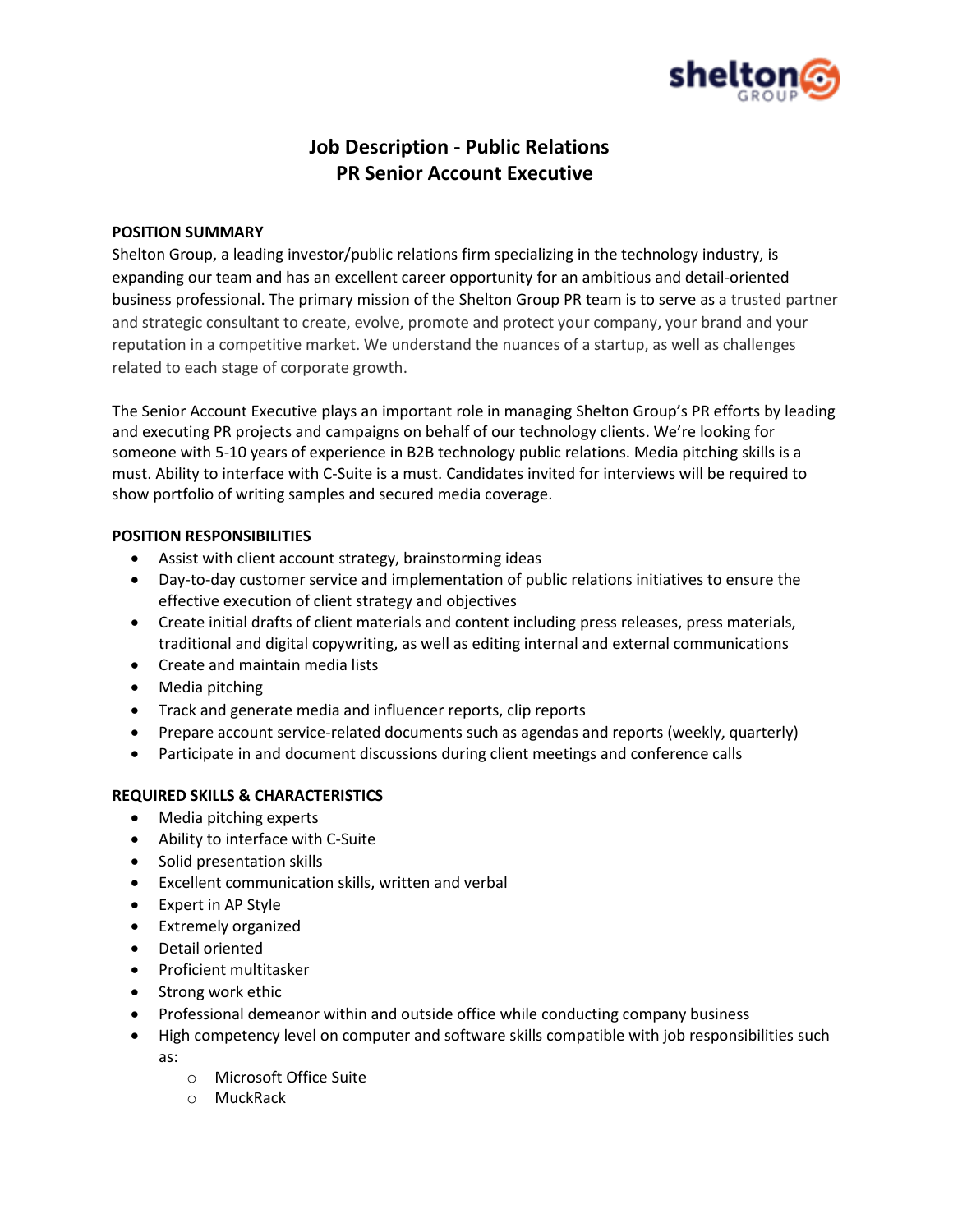# Job Description - Public Relations
## PR Senior Account Executive

**POSITION SUMMARY**

Shelton Group, a leading investor/public relations firm specializing in the technology industry, is expanding our team and has an excellent career opportunity for an ambitious and detail-oriented business professional. The primary mission of the Shelton Group PR team is to serve as a trusted partner and strategic consultant to create, evolve, promote and protect your company, your brand and your reputation in a competitive market. We understand the nuances of a startup, as well as challenges related to each stage of corporate growth.

The Senior Account Executive plays an important role in managing Shelton Group's PR efforts by leading and executing PR projects and campaigns on behalf of our technology clients. We're looking for someone with 5-10 years of experience in B2B technology public relations. Media pitching skills is a must. Ability to interface with C-Suite is a must. Candidates invited for interviews will be required to show portfolio of writing samples and secured media coverage.

**POSITION RESPONSIBILITIES**

- Assist with client account strategy, brainstorming ideas
- Day-to-day customer service and implementation of public relations initiatives to ensure the effective execution of client strategy and objectives
- Create initial drafts of client materials and content including press releases, press materials, traditional and digital copywriting, as well as editing internal and external communications
- Create and maintain media lists
- Media pitching
- Track and generate media and influencer reports, clip reports
- Prepare account service-related documents such as agendas and reports (weekly, quarterly)
- Participate in and document discussions during client meetings and conference calls

**REQUIRED SKILLS & CHARACTERISTICS**

- Media pitching experts
- Ability to interface with C-Suite
- Solid presentation skills
- Excellent communication skills, written and verbal
- Expert in AP Style
- Extremely organized
- Detail oriented
- Proficient multitasker
- Strong work ethic
- Professional demeanor within and outside office while conducting company business
- High competency level on computer and software skills compatible with job responsibilities such as:
  - Microsoft Office Suite
  - MuckRack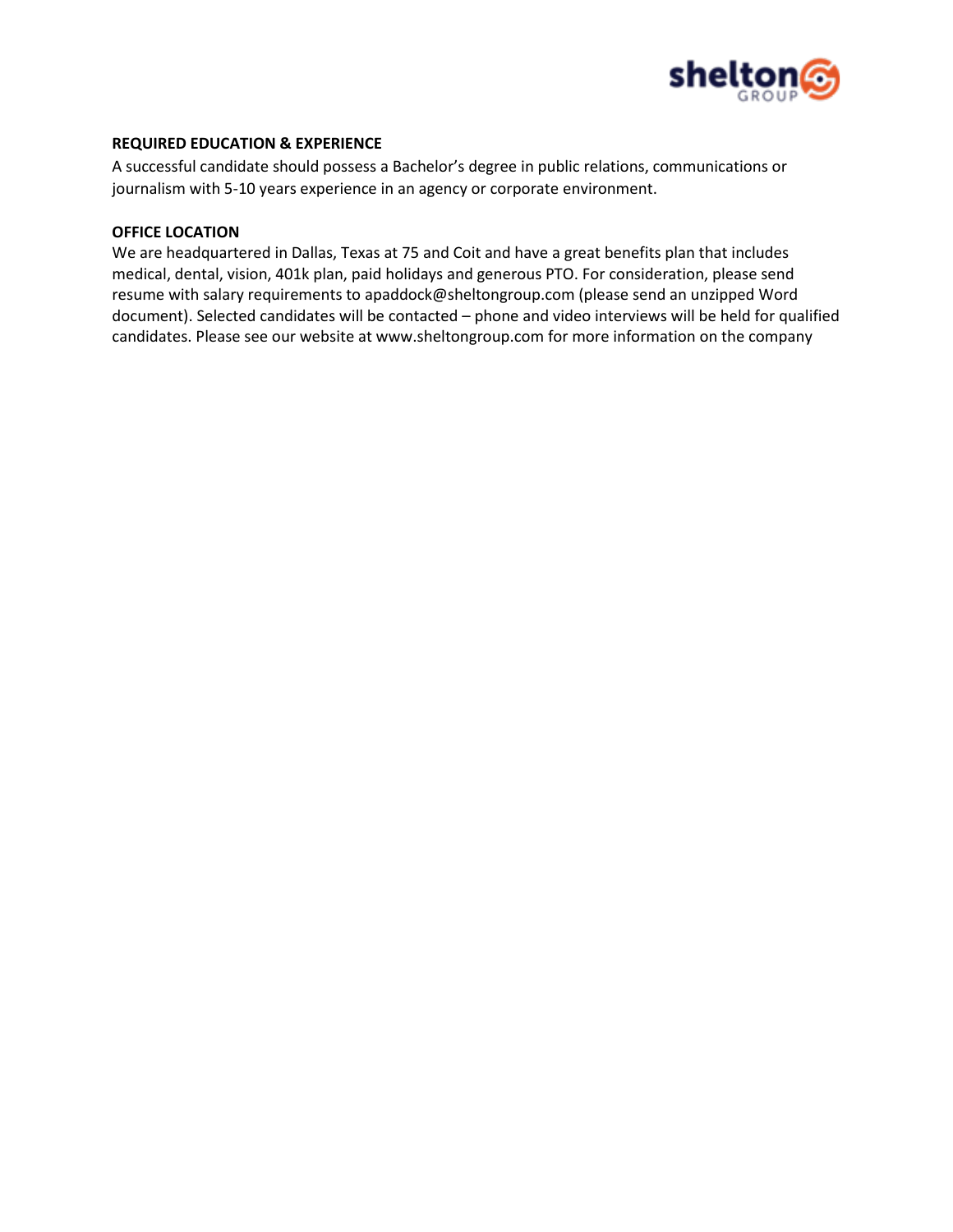**REQUIRED EDUCATION & EXPERIENCE**

A successful candidate should possess a Bachelor's degree in public relations, communications or journalism with 5-10 years experience in an agency or corporate environment.

**OFFICE LOCATION**

We are headquartered in Dallas, Texas at 75 and Coit and have a great benefits plan that includes medical, dental, vision, 401k plan, paid holidays and generous PTO. For consideration, please send resume with salary requirements to apaddock@sheltongroup.com (please send an unzipped Word document). Selected candidates will be contacted – phone and video interviews will be held for qualified candidates. Please see our website at www.sheltongroup.com for more information on the company